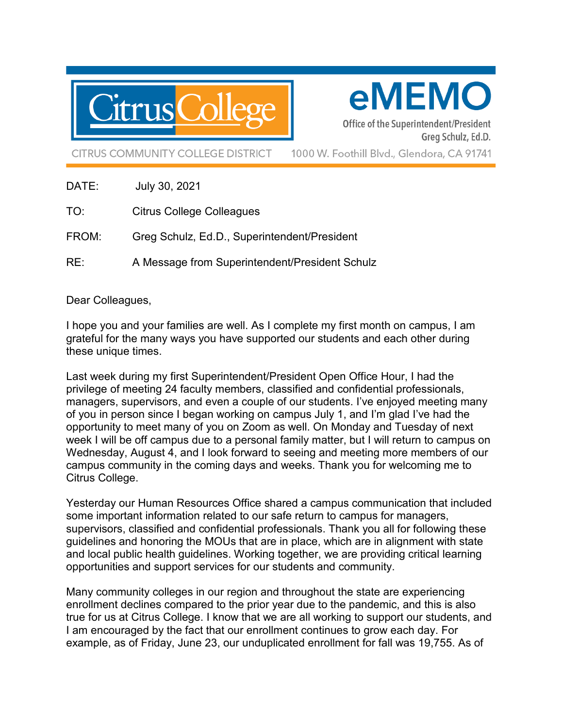# Citrus College

# eMEMO

Office of the Superintendent/President
Greg Schulz, Ed.D.

CITRUS COMMUNITY COLLEGE DISTRICT 1000 W. Foothill Blvd., Glendora, CA 91741

DATE: July 30, 2021

TO: Citrus College Colleagues

FROM: Greg Schulz, Ed.D., Superintendent/President

RE: A Message from Superintendent/President Schulz

Dear Colleagues,

I hope you and your families are well. As I complete my first month on campus, I am grateful for the many ways you have supported our students and each other during these unique times.

Last week during my first Superintendent/President Open Office Hour, I had the privilege of meeting 24 faculty members, classified and confidential professionals, managers, supervisors, and even a couple of our students. I've enjoyed meeting many of you in person since I began working on campus July 1, and I'm glad I've had the opportunity to meet many of you on Zoom as well. On Monday and Tuesday of next week I will be off campus due to a personal family matter, but I will return to campus on Wednesday, August 4, and I look forward to seeing and meeting more members of our campus community in the coming days and weeks. Thank you for welcoming me to Citrus College.

Yesterday our Human Resources Office shared a campus communication that included some important information related to our safe return to campus for managers, supervisors, classified and confidential professionals. Thank you all for following these guidelines and honoring the MOUs that are in place, which are in alignment with state and local public health guidelines. Working together, we are providing critical learning opportunities and support services for our students and community.

Many community colleges in our region and throughout the state are experiencing enrollment declines compared to the prior year due to the pandemic, and this is also true for us at Citrus College. I know that we are all working to support our students, and I am encouraged by the fact that our enrollment continues to grow each day. For example, as of Friday, June 23, our unduplicated enrollment for fall was 19,755. As of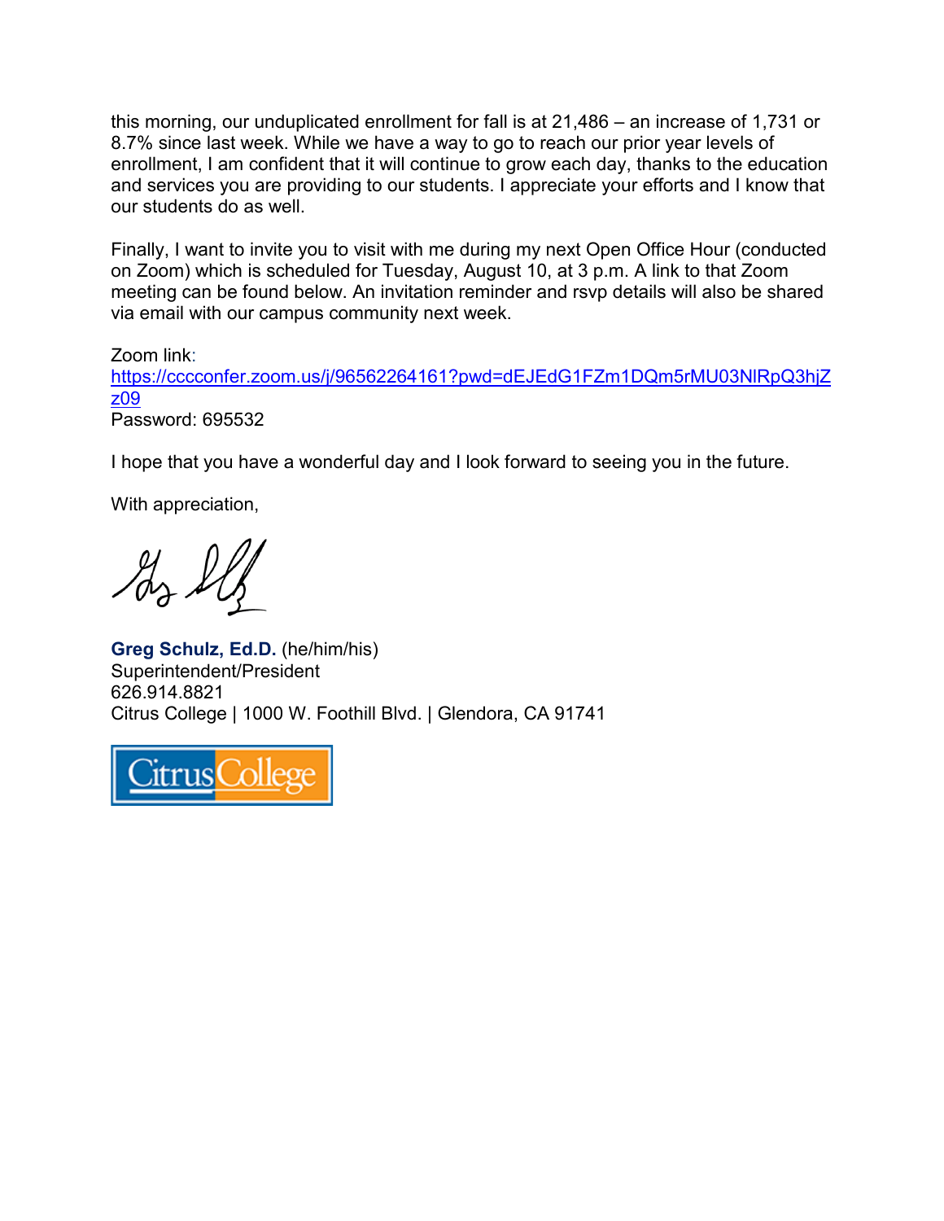this morning, our unduplicated enrollment for fall is at 21,486 – an increase of 1,731 or 8.7% since last week. While we have a way to go to reach our prior year levels of enrollment, I am confident that it will continue to grow each day, thanks to the education and services you are providing to our students. I appreciate your efforts and I know that our students do as well.

Finally, I want to invite you to visit with me during my next Open Office Hour (conducted on Zoom) which is scheduled for Tuesday, August 10, at 3 p.m. A link to that Zoom meeting can be found below. An invitation reminder and rsvp details will also be shared via email with our campus community next week.

Zoom link:
https://cccconfer.zoom.us/j/96562264161?pwd=dEJEdG1FZm1DQm5rMU03NlRpQ3hjZz09
Password: 695532

I hope that you have a wonderful day and I look forward to seeing you in the future.

With appreciation,

**Greg Schulz, Ed.D.** (he/him/his)
Superintendent/President
626.914.8821
Citrus College | 1000 W. Foothill Blvd. | Glendora, CA 91741

Citrus College